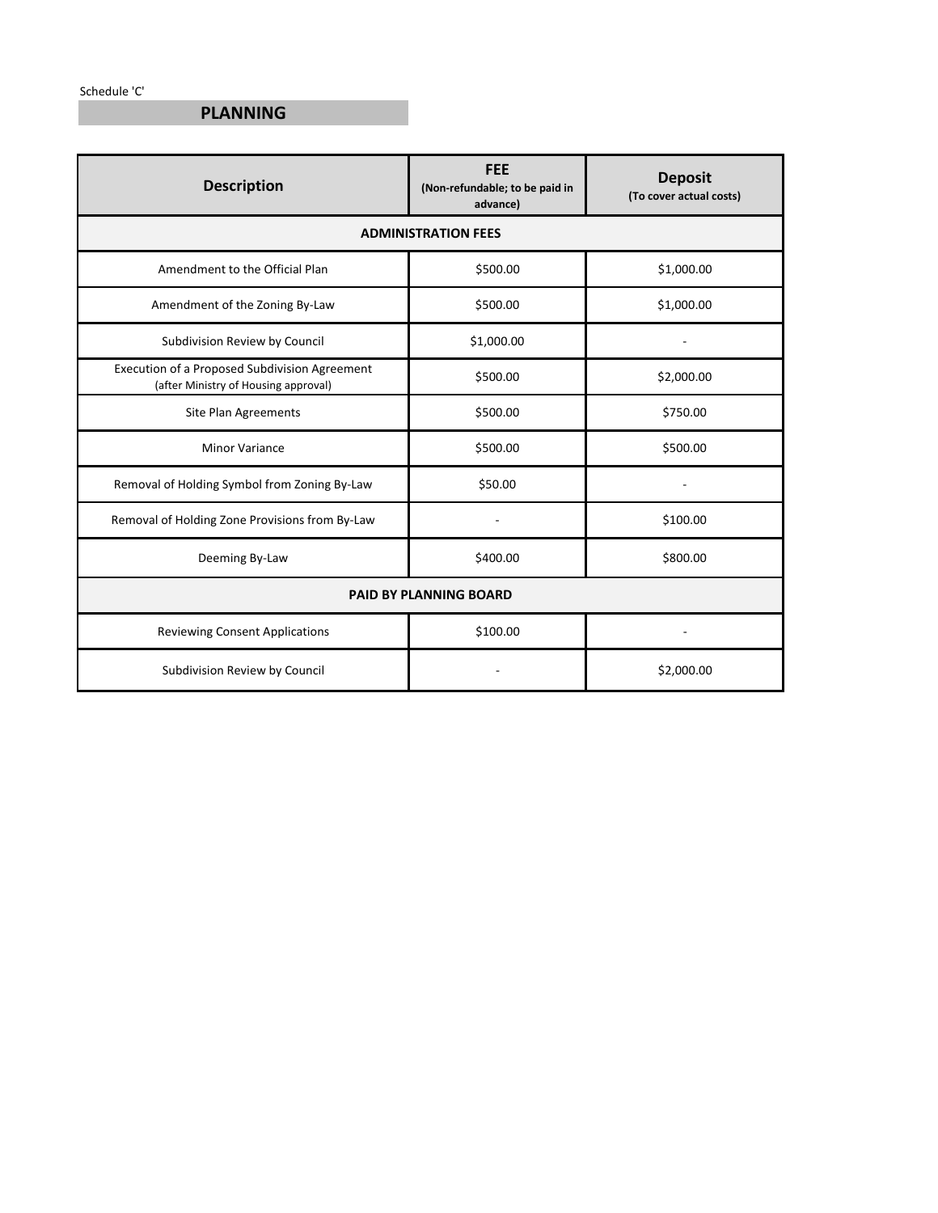Schedule 'C'

## PLANNING

| Description | FEE (Non-refundable; to be paid in advance) | Deposit (To cover actual costs) |
|---|---|---|
| **ADMINISTRATION FEES** | | |
| Amendment to the Official Plan | $500.00 | $1,000.00 |
| Amendment of the Zoning By-Law | $500.00 | $1,000.00 |
| Subdivision Review by Council | $1,000.00 | - |
| Execution of a Proposed Subdivision Agreement (after Ministry of Housing approval) | $500.00 | $2,000.00 |
| Site Plan Agreements | $500.00 | $750.00 |
| Minor Variance | $500.00 | $500.00 |
| Removal of Holding Symbol from Zoning By-Law | $50.00 | - |
| Removal of Holding Zone Provisions from By-Law | - | $100.00 |
| Deeming By-Law | $400.00 | $800.00 |
| **PAID BY PLANNING BOARD** | | |
| Reviewing Consent Applications | $100.00 | - |
| Subdivision Review by Council | - | $2,000.00 |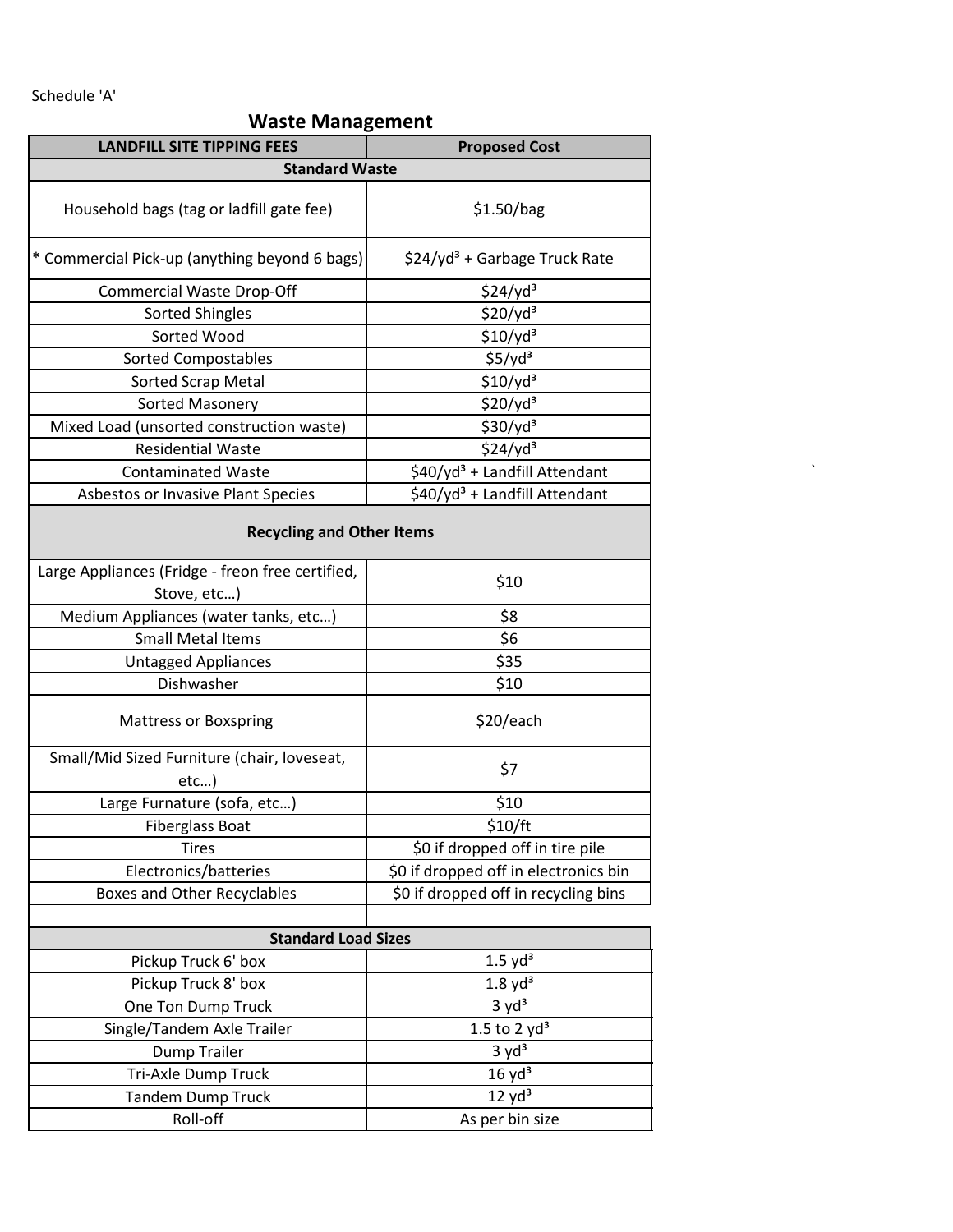Schedule 'A'

## Waste Management

| LANDFILL SITE TIPPING FEES | Proposed Cost |
| --- | --- |
| **Standard Waste** | |
| Household bags (tag or ladfill gate fee) | $1.50/bag |
| * Commercial Pick-up (anything beyond 6 bags) | $24/yd³ + Garbage Truck Rate |
| Commercial Waste Drop-Off | $24/yd³ |
| Sorted Shingles | $20/yd³ |
| Sorted Wood | $10/yd³ |
| Sorted Compostables | $5/yd³ |
| Sorted Scrap Metal | $10/yd³ |
| Sorted Masonery | $20/yd³ |
| Mixed Load (unsorted construction waste) | $30/yd³ |
| Residential Waste | $24/yd³ |
| Contaminated Waste | $40/yd³ + Landfill Attendant |
| Asbestos or Invasive Plant Species | $40/yd³ + Landfill Attendant |
| **Recycling and Other Items** | |
| Large Appliances (Fridge - freon free certified, Stove, etc…) | $10 |
| Medium Appliances (water tanks, etc…) | $8 |
| Small Metal Items | $6 |
| Untagged Appliances | $35 |
| Dishwasher | $10 |
| Mattress or Boxspring | $20/each |
| Small/Mid Sized Furniture (chair, loveseat, etc…) | $7 |
| Large Furnature (sofa, etc…) | $10 |
| Fiberglass Boat | $10/ft |
| Tires | $0 if dropped off in tire pile |
| Electronics/batteries | $0 if dropped off in electronics bin |
| Boxes and Other Recyclables | $0 if dropped off in recycling bins |

| Standard Load Sizes | |
| --- | --- |
| Pickup Truck 6' box | 1.5 yd³ |
| Pickup Truck 8' box | 1.8 yd³ |
| One Ton Dump Truck | 3 yd³ |
| Single/Tandem Axle Trailer | 1.5 to 2 yd³ |
| Dump Trailer | 3 yd³ |
| Tri-Axle Dump Truck | 16 yd³ |
| Tandem Dump Truck | 12 yd³ |
| Roll-off | As per bin size |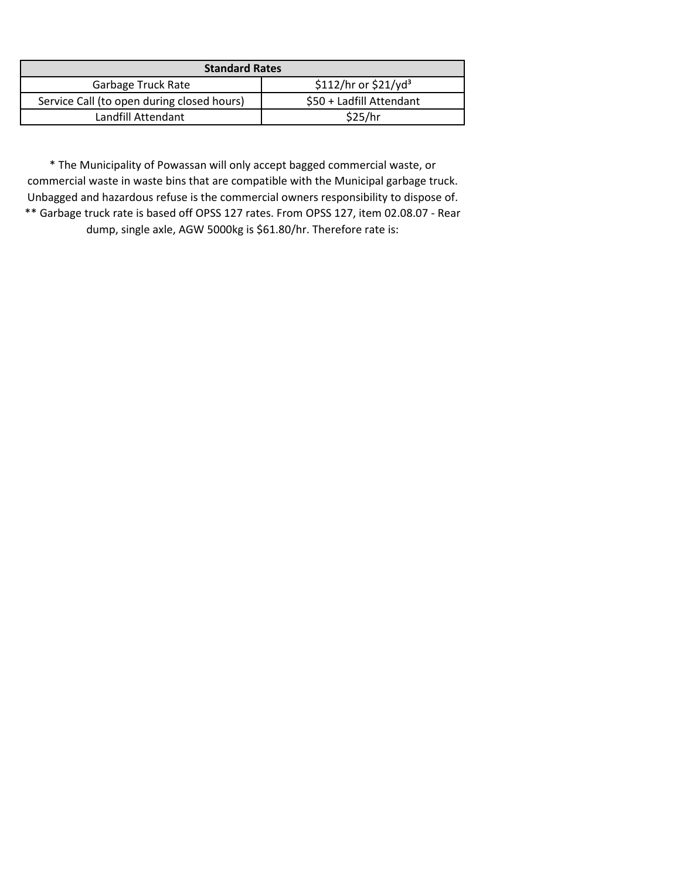| Standard Rates | |
|---|---|
| Garbage Truck Rate | \$112/hr or \$21/yd$^3$ |
| Service Call (to open during closed hours) | \$50 + Ladfill Attendant |
| Landfill Attendant | \$25/hr |

* The Municipality of Powassan will only accept bagged commercial waste, or commercial waste in waste bins that are compatible with the Municipal garbage truck. Unbagged and hazardous refuse is the commercial owners responsibility to dispose of.
** Garbage truck rate is based off OPSS 127 rates. From OPSS 127, item 02.08.07 - Rear dump, single axle, AGW 5000kg is \$61.80/hr. Therefore rate is: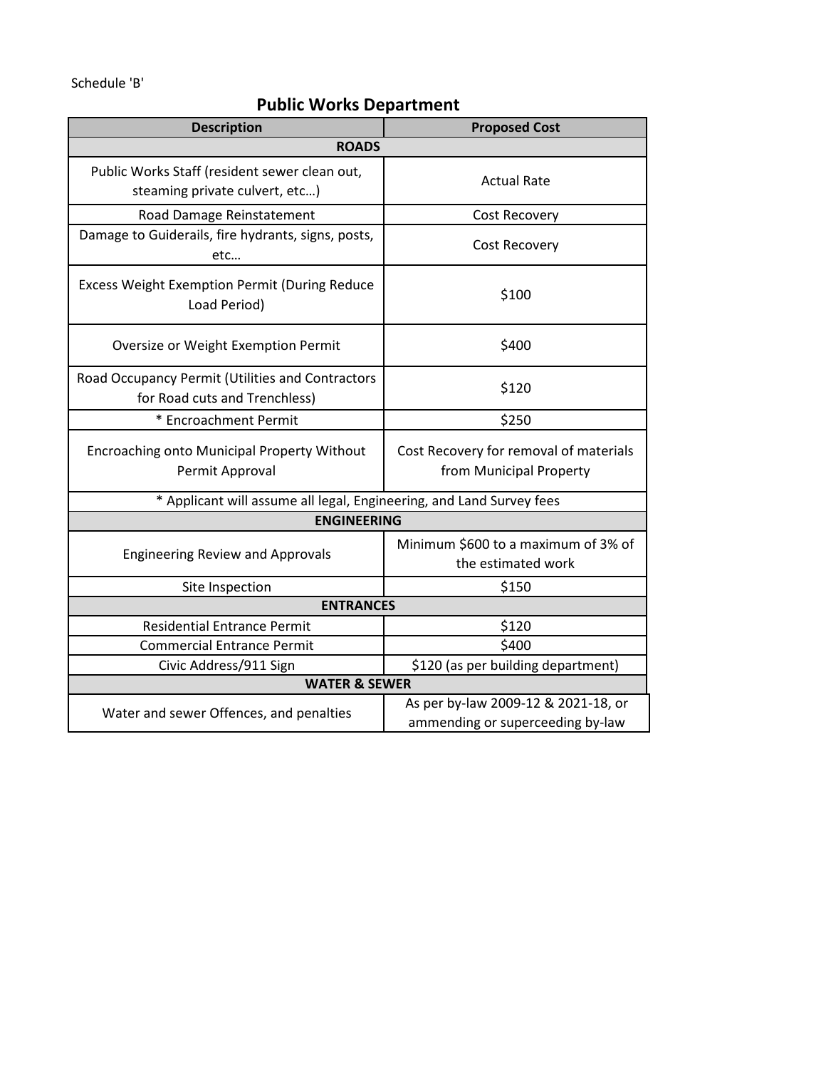Schedule 'B'

## Public Works Department

| Description | Proposed Cost |
|---|---|
| **ROADS** | |
| Public Works Staff (resident sewer clean out, steaming private culvert, etc…) | Actual Rate |
| Road Damage Reinstatement | Cost Recovery |
| Damage to Guiderails, fire hydrants, signs, posts, etc… | Cost Recovery |
| Excess Weight Exemption Permit (During Reduce Load Period) | $100 |
| Oversize or Weight Exemption Permit | $400 |
| Road Occupancy Permit (Utilities and Contractors for Road cuts and Trenchless) | $120 |
| * Encroachment Permit | $250 |
| Encroaching onto Municipal Property Without Permit Approval | Cost Recovery for removal of materials from Municipal Property |
| * Applicant will assume all legal, Engineering, and Land Survey fees | |
| **ENGINEERING** | |
| Engineering Review and Approvals | Minimum $600 to a maximum of 3% of the estimated work |
| Site Inspection | $150 |
| **ENTRANCES** | |
| Residential Entrance Permit | $120 |
| Commercial Entrance Permit | $400 |
| Civic Address/911 Sign | $120 (as per building department) |
| **WATER & SEWER** | |
| Water and sewer Offences, and penalties | As per by-law 2009-12 & 2021-18, or ammending or superceeding by-law |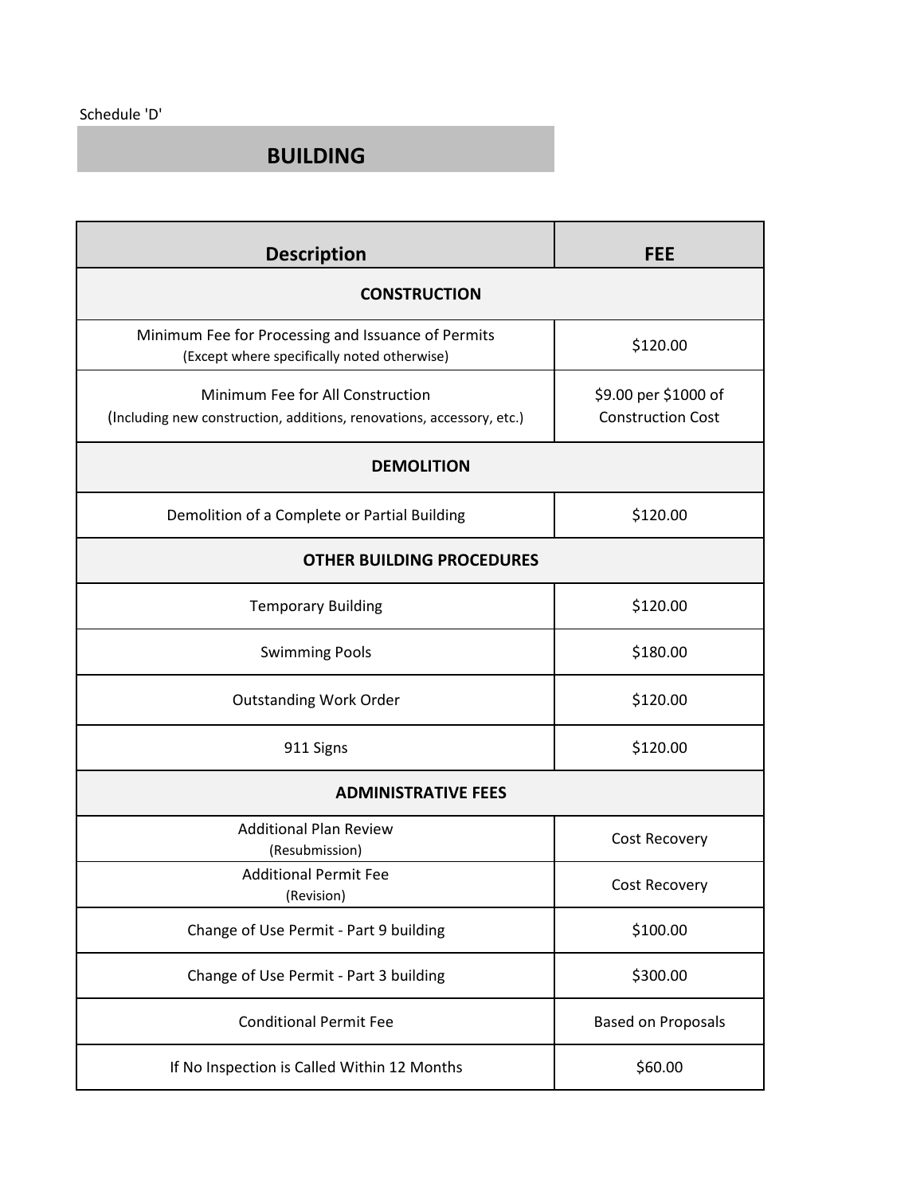Schedule 'D'

# BUILDING

| Description | FEE |
|---|---|
| **CONSTRUCTION** | |
| Minimum Fee for Processing and Issuance of Permits (Except where specifically noted otherwise) | $120.00 |
| Minimum Fee for All Construction (Including new construction, additions, renovations, accessory, etc.) | $9.00 per $1000 of Construction Cost |
| **DEMOLITION** | |
| Demolition of a Complete or Partial Building | $120.00 |
| **OTHER BUILDING PROCEDURES** | |
| Temporary Building | $120.00 |
| Swimming Pools | $180.00 |
| Outstanding Work Order | $120.00 |
| 911 Signs | $120.00 |
| **ADMINISTRATIVE FEES** | |
| Additional Plan Review (Resubmission) | Cost Recovery |
| Additional Permit Fee (Revision) | Cost Recovery |
| Change of Use Permit - Part 9 building | $100.00 |
| Change of Use Permit - Part 3 building | $300.00 |
| Conditional Permit Fee | Based on Proposals |
| If No Inspection is Called Within 12 Months | $60.00 |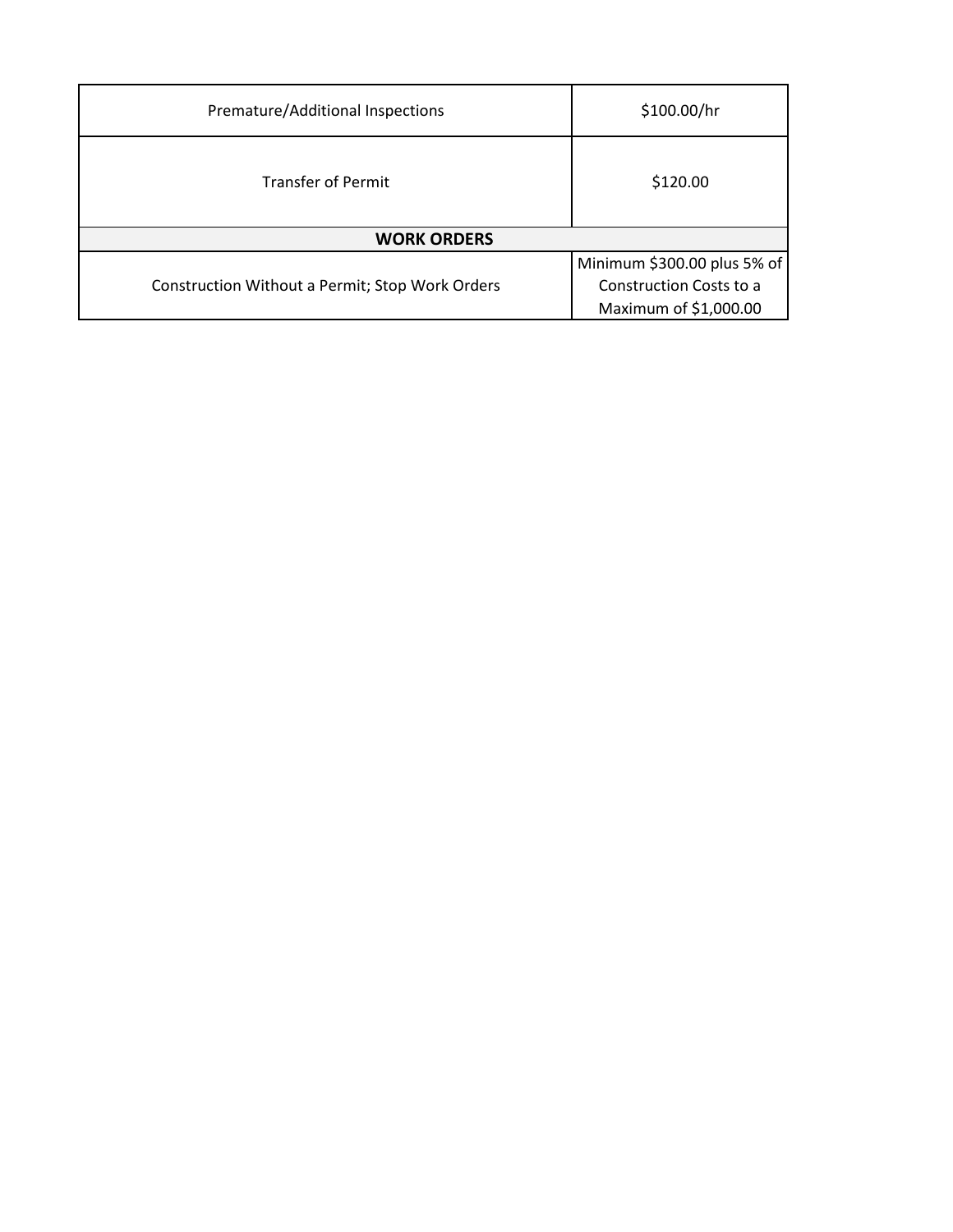| | |
|---|---|
| Premature/Additional Inspections | $100.00/hr |
| Transfer of Permit | $120.00 |
| **WORK ORDERS** | |
| Construction Without a Permit; Stop Work Orders | Minimum $300.00 plus 5% of Construction Costs to a Maximum of $1,000.00 |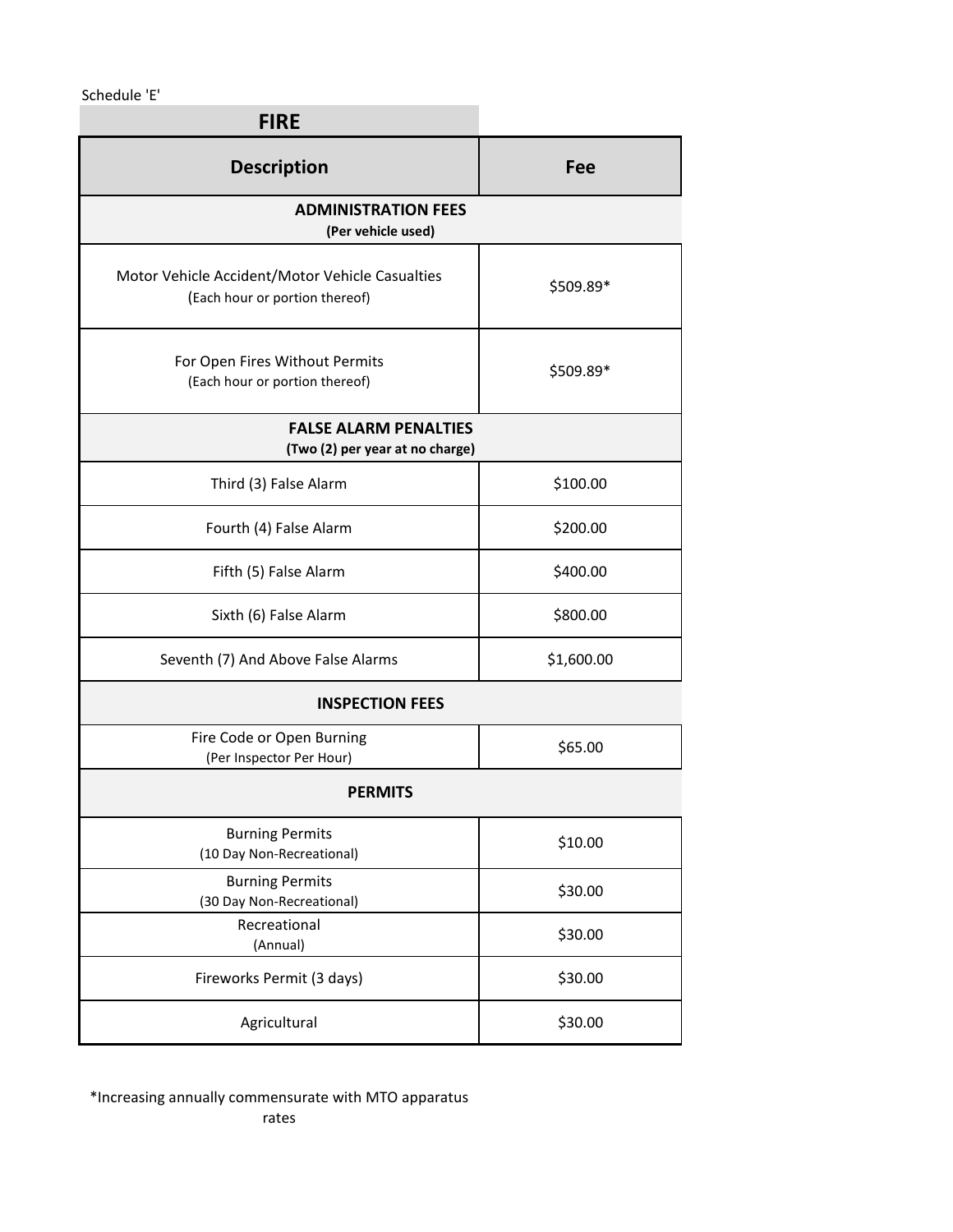Schedule 'E'

## FIRE

| Description | Fee |
|---|---|
| **ADMINISTRATION FEES** **(Per vehicle used)** | |
| Motor Vehicle Accident/Motor Vehicle Casualties (Each hour or portion thereof) | $509.89* |
| For Open Fires Without Permits (Each hour or portion thereof) | $509.89* |
| **FALSE ALARM PENALTIES** **(Two (2) per year at no charge)** | |
| Third (3) False Alarm | $100.00 |
| Fourth (4) False Alarm | $200.00 |
| Fifth (5) False Alarm | $400.00 |
| Sixth (6) False Alarm | $800.00 |
| Seventh (7) And Above False Alarms | $1,600.00 |
| **INSPECTION FEES** | |
| Fire Code or Open Burning (Per Inspector Per Hour) | $65.00 |
| **PERMITS** | |
| Burning Permits (10 Day Non-Recreational) | $10.00 |
| Burning Permits (30 Day Non-Recreational) | $30.00 |
| Recreational (Annual) | $30.00 |
| Fireworks Permit (3 days) | $30.00 |
| Agricultural | $30.00 |

*Increasing annually commensurate with MTO apparatus rates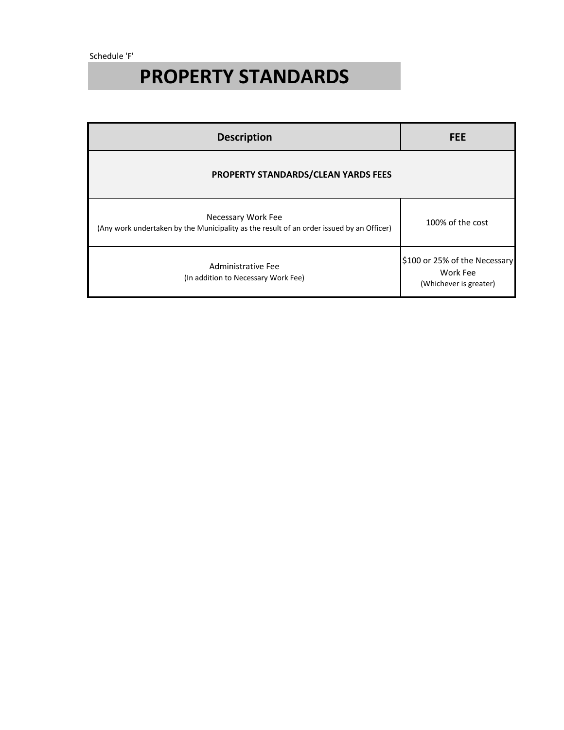Schedule 'F'

# PROPERTY STANDARDS

| Description | FEE |
| --- | --- |
| **PROPERTY STANDARDS/CLEAN YARDS FEES** | |
| Necessary Work Fee<br>(Any work undertaken by the Municipality as the result of an order issued by an Officer) | 100% of the cost |
| Administrative Fee<br>(In addition to Necessary Work Fee) | $100 or 25% of the Necessary Work Fee<br>(Whichever is greater) |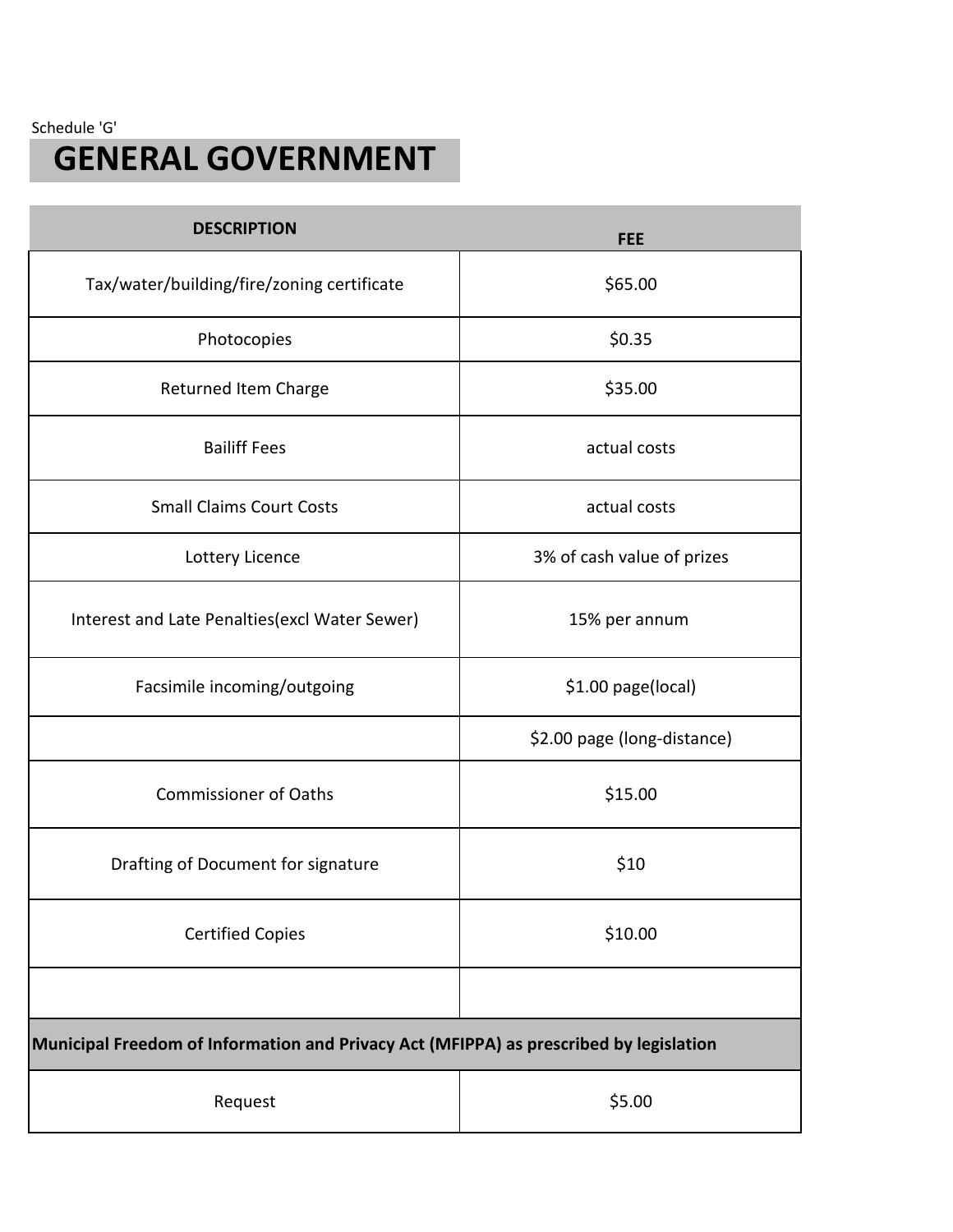Schedule 'G'

# GENERAL GOVERNMENT

| DESCRIPTION | FEE |
|---|---|
| Tax/water/building/fire/zoning certificate | $65.00 |
| Photocopies | $0.35 |
| Returned Item Charge | $35.00 |
| Bailiff Fees | actual costs |
| Small Claims Court Costs | actual costs |
| Lottery Licence | 3% of cash value of prizes |
| Interest and Late Penalties(excl Water Sewer) | 15% per annum |
| Facsimile incoming/outgoing | $1.00 page(local) |
| | $2.00 page (long-distance) |
| Commissioner of Oaths | $15.00 |
| Drafting of Document for signature | $10 |
| Certified Copies | $10.00 |
| | |
| **Municipal Freedom of Information and Privacy Act (MFIPPA) as prescribed by legislation** | |
| Request | $5.00 |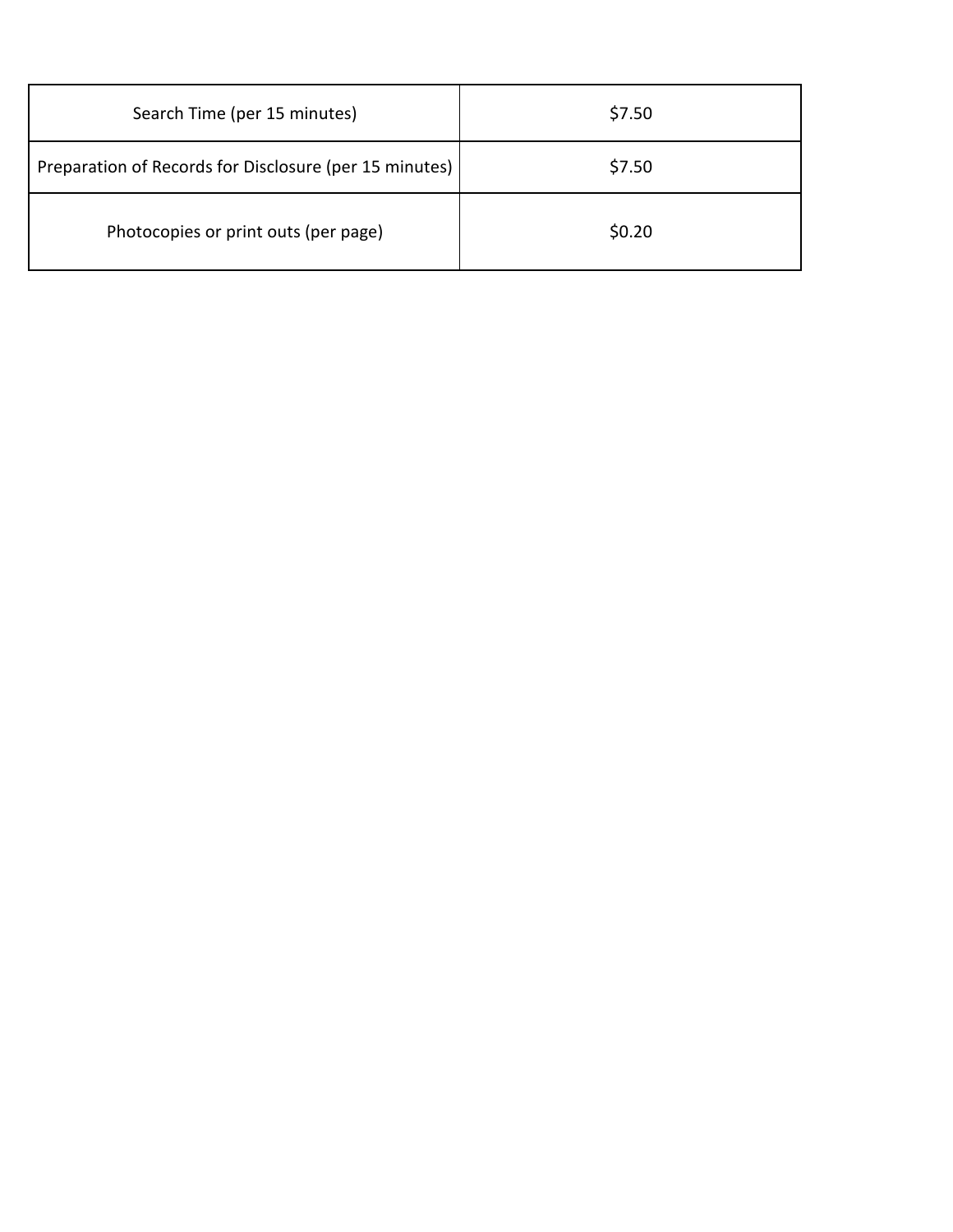| Search Time (per 15 minutes) | $7.50 |
| --- | --- |
| Preparation of Records for Disclosure (per 15 minutes) | $7.50 |
| Photocopies or print outs (per page) | $0.20 |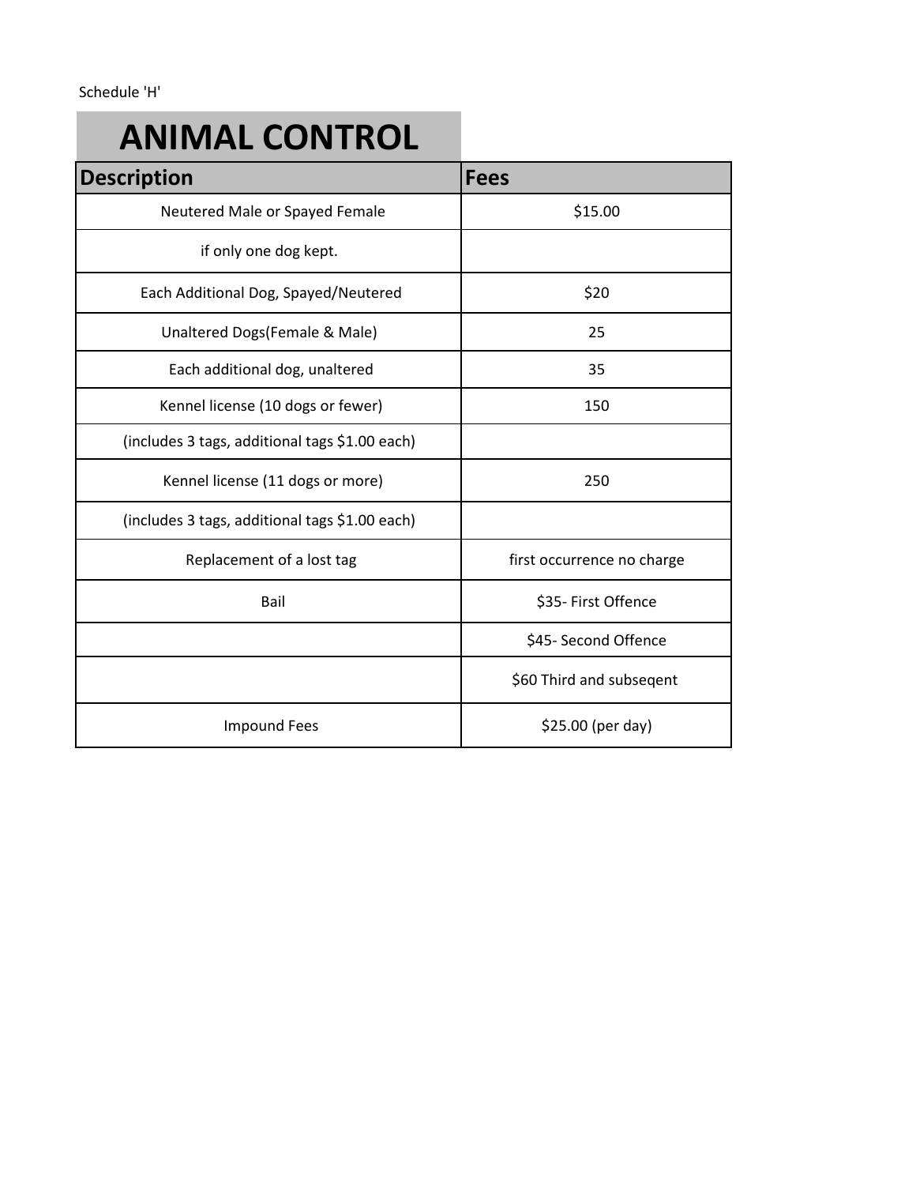Schedule 'H'

# ANIMAL CONTROL

| Description | Fees |
|---|---|
| Neutered Male or Spayed Female | $15.00 |
| if only one dog kept. | |
| Each Additional Dog, Spayed/Neutered | $20 |
| Unaltered Dogs(Female & Male) | 25 |
| Each additional dog, unaltered | 35 |
| Kennel license (10 dogs or fewer) | 150 |
| (includes 3 tags, additional tags $1.00 each) | |
| Kennel license (11 dogs or more) | 250 |
| (includes 3 tags, additional tags $1.00 each) | |
| Replacement of a lost tag | first occurrence no charge |
| Bail | $35- First Offence |
| | $45- Second Offence |
| | $60 Third and subseqent |
| Impound Fees | $25.00 (per day) |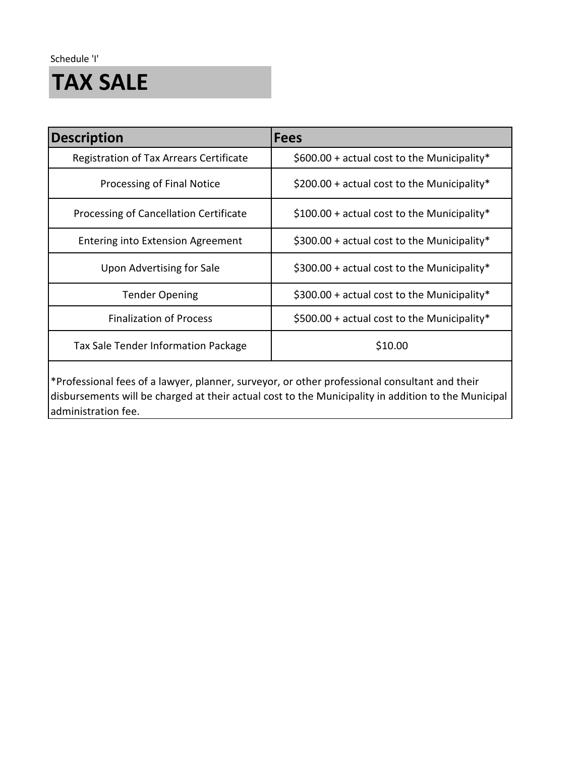Schedule 'I'

# TAX SALE

| Description | Fees |
|---|---|
| Registration of Tax Arrears Certificate | $600.00 + actual cost to the Municipality* |
| Processing of Final Notice | $200.00 + actual cost to the Municipality* |
| Processing of Cancellation Certificate | $100.00 + actual cost to the Municipality* |
| Entering into Extension Agreement | $300.00 + actual cost to the Municipality* |
| Upon Advertising for Sale | $300.00 + actual cost to the Municipality* |
| Tender Opening | $300.00 + actual cost to the Municipality* |
| Finalization of Process | $500.00 + actual cost to the Municipality* |
| Tax Sale Tender Information Package | $10.00 |

*Professional fees of a lawyer, planner, surveyor, or other professional consultant and their disbursements will be charged at their actual cost to the Municipality in addition to the Municipal administration fee.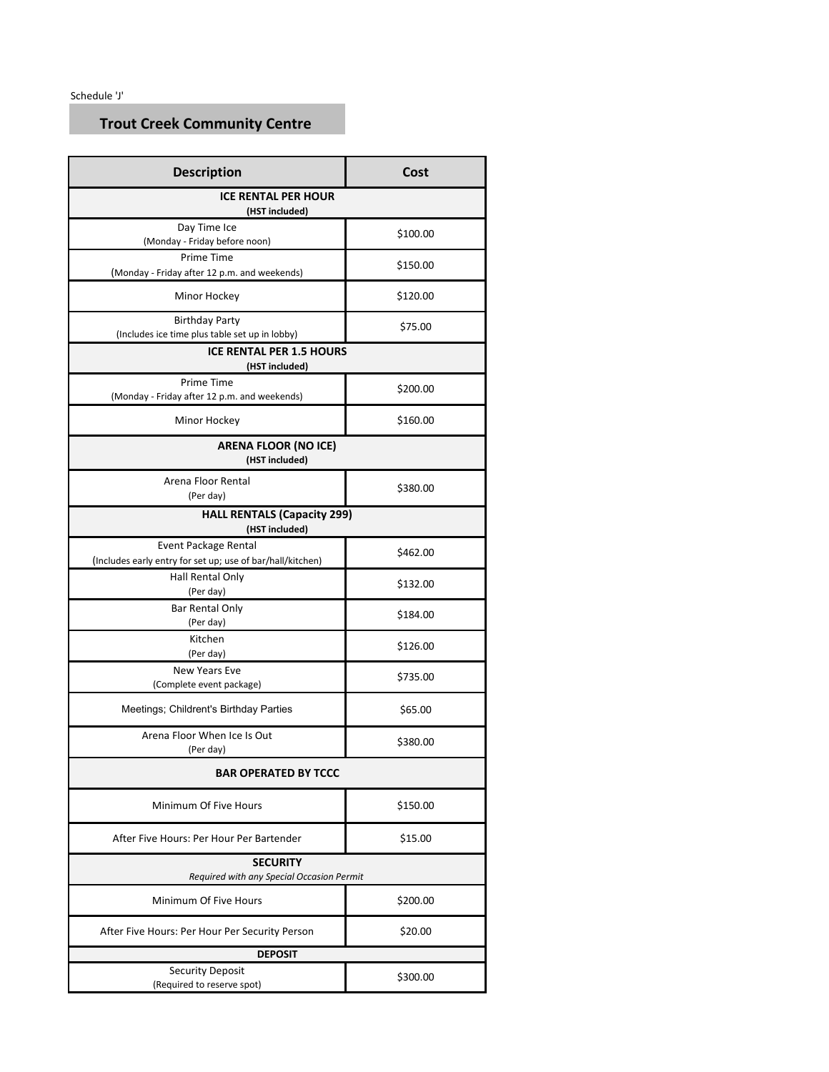Schedule 'J'

## Trout Creek Community Centre

| Description | Cost |
| --- | --- |
| **ICE RENTAL PER HOUR** **(HST included)** | |
| Day Time Ice (Monday - Friday before noon) | \$100.00 |
| Prime Time (Monday - Friday after 12 p.m. and weekends) | \$150.00 |
| Minor Hockey | \$120.00 |
| Birthday Party (Includes ice time plus table set up in lobby) | \$75.00 |
| **ICE RENTAL PER 1.5 HOURS** **(HST included)** | |
| Prime Time (Monday - Friday after 12 p.m. and weekends) | \$200.00 |
| Minor Hockey | \$160.00 |
| **ARENA FLOOR (NO ICE)** **(HST included)** | |
| Arena Floor Rental (Per day) | \$380.00 |
| **HALL RENTALS (Capacity 299)** **(HST included)** | |
| Event Package Rental (Includes early entry for set up; use of bar/hall/kitchen) | \$462.00 |
| Hall Rental Only (Per day) | \$132.00 |
| Bar Rental Only (Per day) | \$184.00 |
| Kitchen (Per day) | \$126.00 |
| New Years Eve (Complete event package) | \$735.00 |
| Meetings; Childrent's Birthday Parties | \$65.00 |
| Arena Floor When Ice Is Out (Per day) | \$380.00 |
| **BAR OPERATED BY TCCC** | |
| Minimum Of Five Hours | \$150.00 |
| After Five Hours: Per Hour Per Bartender | \$15.00 |
| **SECURITY** *Required with any Special Occasion Permit* | |
| Minimum Of Five Hours | \$200.00 |
| After Five Hours: Per Hour Per Security Person | \$20.00 |
| **DEPOSIT** | |
| Security Deposit (Required to reserve spot) | \$300.00 |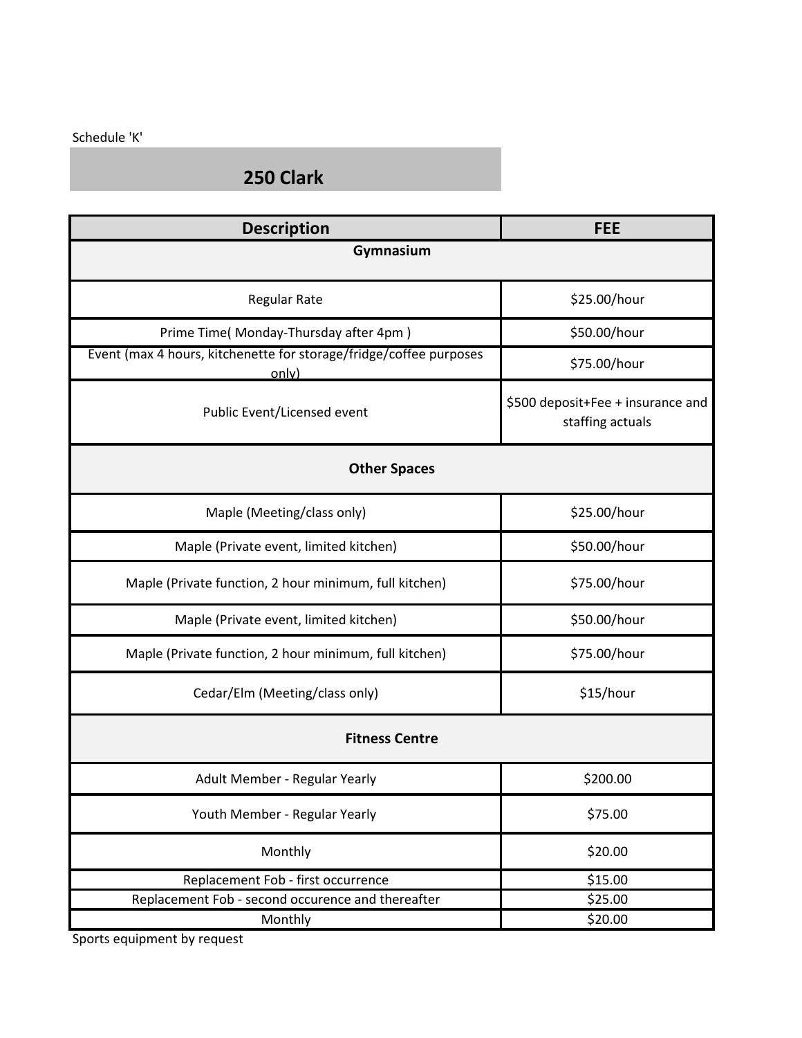Schedule 'K'

## 250 Clark

| Description | FEE |
|---|---|
| **Gymnasium** | |
| Regular Rate | $25.00/hour |
| Prime Time( Monday-Thursday after 4pm ) | $50.00/hour |
| Event (max 4 hours, kitchenette for storage/fridge/coffee purposes only) | $75.00/hour |
| Public Event/Licensed event | $500 deposit+Fee + insurance and staffing actuals |
| **Other Spaces** | |
| Maple (Meeting/class only) | $25.00/hour |
| Maple (Private event, limited kitchen) | $50.00/hour |
| Maple (Private function, 2 hour minimum, full kitchen) | $75.00/hour |
| Maple (Private event, limited kitchen) | $50.00/hour |
| Maple (Private function, 2 hour minimum, full kitchen) | $75.00/hour |
| Cedar/Elm (Meeting/class only) | $15/hour |
| **Fitness Centre** | |
| Adult Member - Regular Yearly | $200.00 |
| Youth Member - Regular Yearly | $75.00 |
| Monthly | $20.00 |
| Replacement Fob - first occurrence | $15.00 |
| Replacement Fob - second occurence and thereafter | $25.00 |
| Monthly | $20.00 |

Sports equipment by request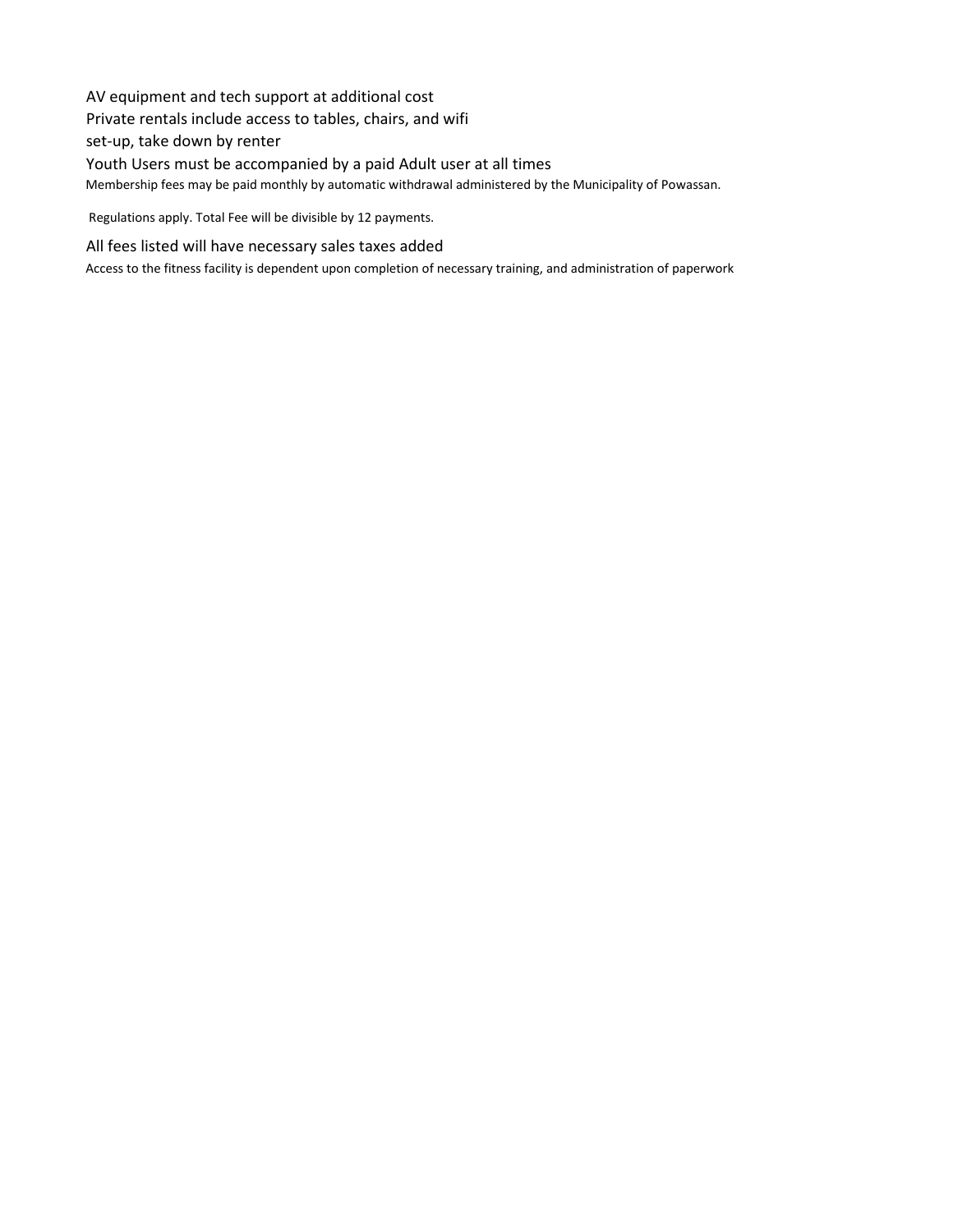AV equipment and tech support at additional cost

Private rentals include access to tables, chairs, and wifi

set-up, take down by renter

Youth Users must be accompanied by a paid Adult user at all times

Membership fees may be paid monthly by automatic withdrawal administered by the Municipality of Powassan.

Regulations apply. Total Fee will be divisible by 12 payments.

All fees listed will have necessary sales taxes added

Access to the fitness facility is dependent upon completion of necessary training, and administration of paperwork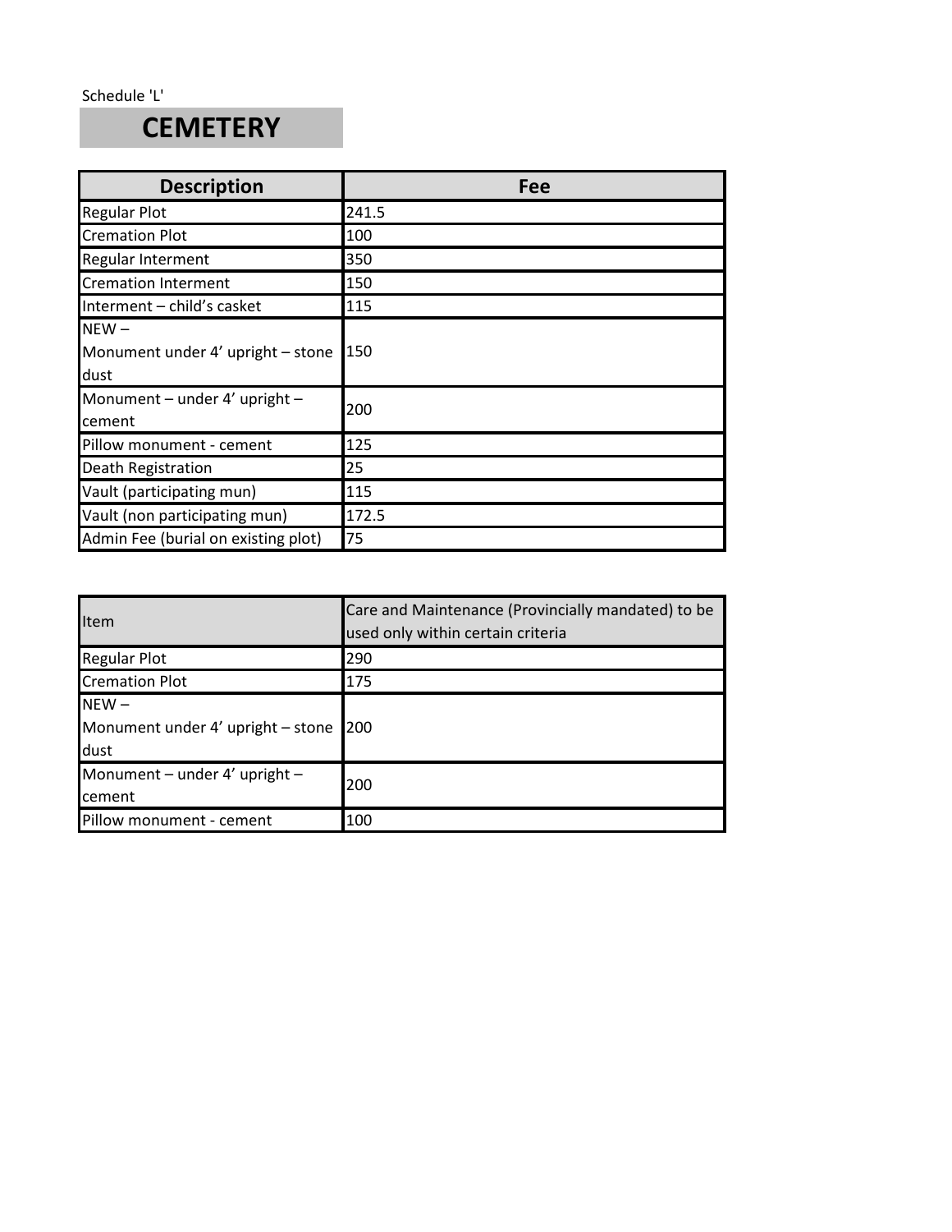Schedule 'L'

# CEMETERY

| Description | Fee |
|---|---|
| Regular Plot | 241.5 |
| Cremation Plot | 100 |
| Regular Interment | 350 |
| Cremation Interment | 150 |
| Interment – child's casket | 115 |
| NEW – Monument under 4' upright – stone dust | 150 |
| Monument – under 4' upright – cement | 200 |
| Pillow monument - cement | 125 |
| Death Registration | 25 |
| Vault (participating mun) | 115 |
| Vault (non participating mun) | 172.5 |
| Admin Fee (burial on existing plot) | 75 |

| Item | Care and Maintenance (Provincially mandated) to be used only within certain criteria |
|---|---|
| Regular Plot | 290 |
| Cremation Plot | 175 |
| NEW – Monument under 4' upright – stone dust | 200 |
| Monument – under 4' upright – cement | 200 |
| Pillow monument - cement | 100 |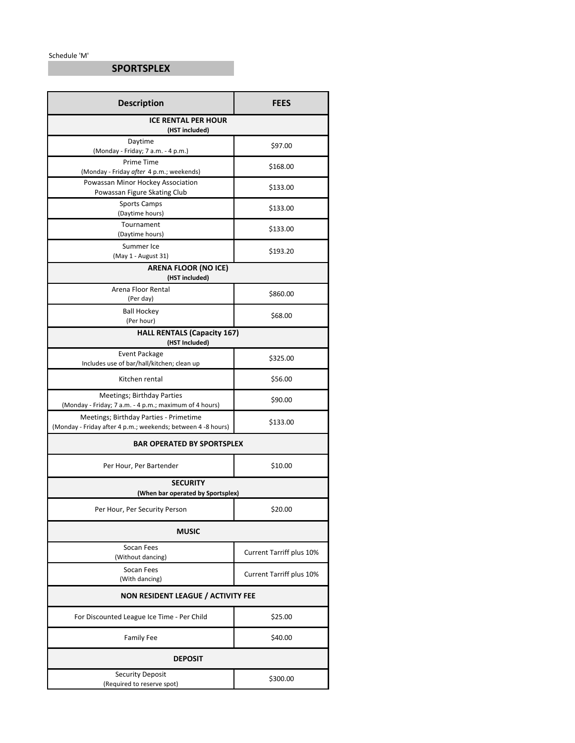Schedule 'M'

## SPORTSPLEX

| Description | FEES |
|---|---|
| **ICE RENTAL PER HOUR** (HST included) | |
| Daytime (Monday - Friday; 7 a.m. - 4 p.m.) | $97.00 |
| Prime Time (Monday - Friday *after* 4 p.m.; weekends) | $168.00 |
| Powassan Minor Hockey Association Powassan Figure Skating Club | $133.00 |
| Sports Camps (Daytime hours) | $133.00 |
| Tournament (Daytime hours) | $133.00 |
| Summer Ice (May 1 - August 31) | $193.20 |
| **ARENA FLOOR (NO ICE)** (HST included) | |
| Arena Floor Rental (Per day) | $860.00 |
| Ball Hockey (Per hour) | $68.00 |
| **HALL RENTALS (Capacity 167)** (HST Included) | |
| Event Package Includes use of bar/hall/kitchen; clean up | $325.00 |
| Kitchen rental | $56.00 |
| Meetings; Birthday Parties (Monday - Friday; 7 a.m. - 4 p.m.; maximum of 4 hours) | $90.00 |
| Meetings; Birthday Parties - Primetime (Monday - Friday after 4 p.m.; weekends; between 4 -8 hours) | $133.00 |
| **BAR OPERATED BY SPORTSPLEX** | |
| Per Hour, Per Bartender | $10.00 |
| **SECURITY** (When bar operated by Sportsplex) | |
| Per Hour, Per Security Person | $20.00 |
| **MUSIC** | |
| Socan Fees (Without dancing) | Current Tarriff plus 10% |
| Socan Fees (With dancing) | Current Tarriff plus 10% |
| **NON RESIDENT LEAGUE / ACTIVITY FEE** | |
| For Discounted League Ice Time - Per Child | $25.00 |
| Family Fee | $40.00 |
| **DEPOSIT** | |
| Security Deposit (Required to reserve spot) | $300.00 |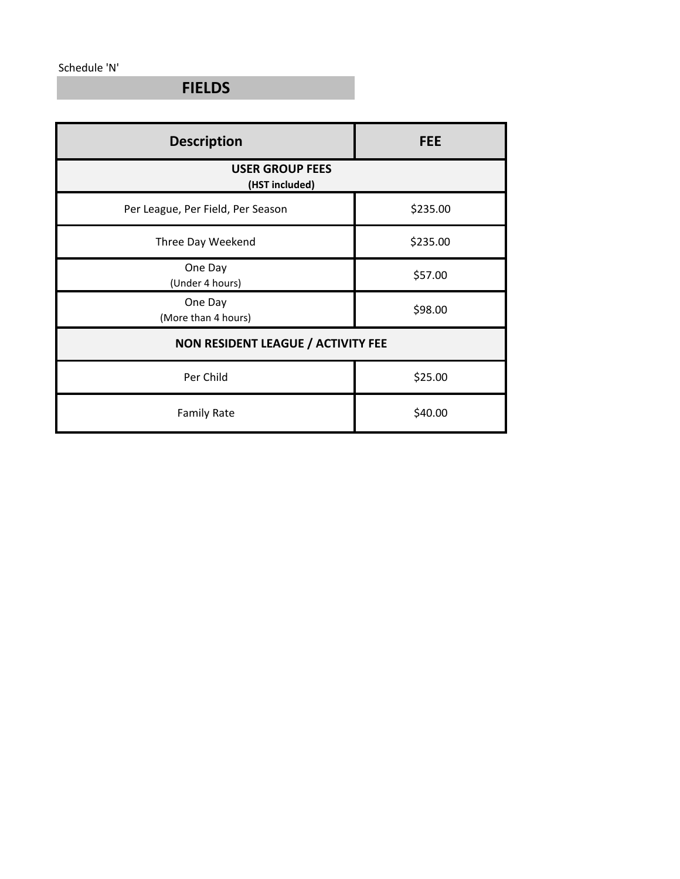Schedule 'N'

## FIELDS

| Description | FEE |
|---|---|
| **USER GROUP FEES (HST included)** | |
| Per League, Per Field, Per Season | $235.00 |
| Three Day Weekend | $235.00 |
| One Day (Under 4 hours) | $57.00 |
| One Day (More than 4 hours) | $98.00 |
| **NON RESIDENT LEAGUE / ACTIVITY FEE** | |
| Per Child | $25.00 |
| Family Rate | $40.00 |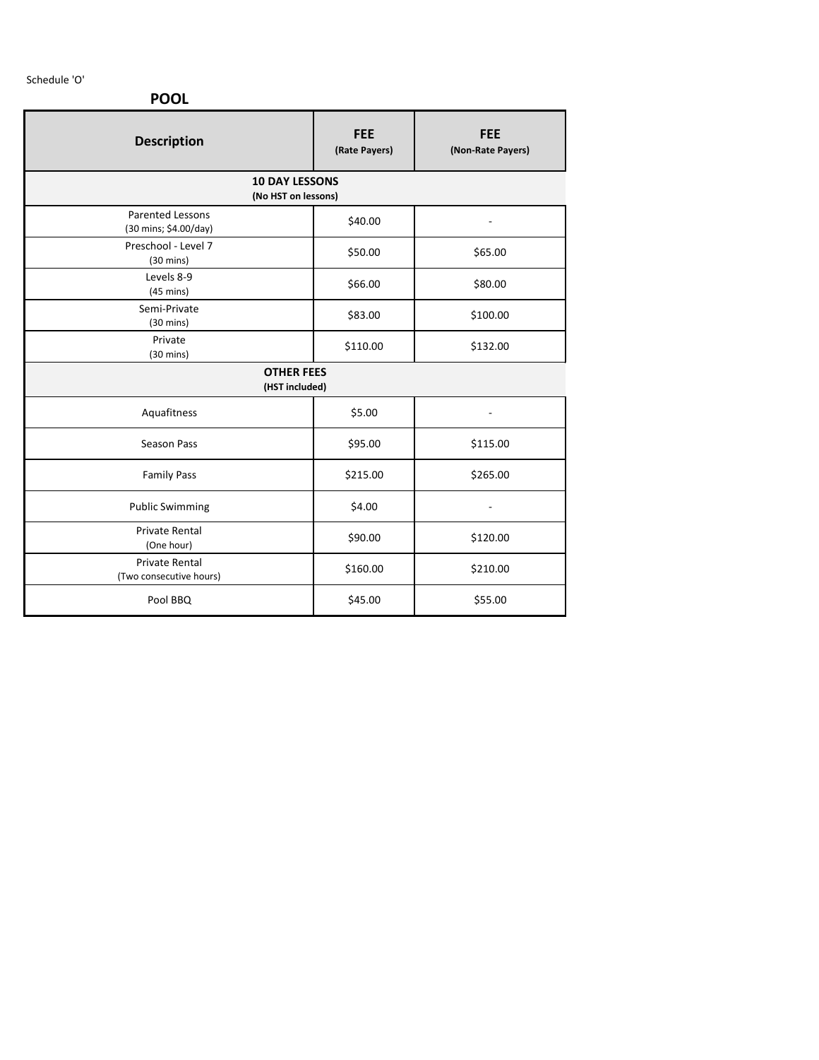Schedule 'O'

## POOL

| Description | FEE (Rate Payers) | FEE (Non-Rate Payers) |
|---|---|---|
| **10 DAY LESSONS (No HST on lessons)** | | |
| Parented Lessons (30 mins; $4.00/day) | $40.00 | - |
| Preschool - Level 7 (30 mins) | $50.00 | $65.00 |
| Levels 8-9 (45 mins) | $66.00 | $80.00 |
| Semi-Private (30 mins) | $83.00 | $100.00 |
| Private (30 mins) | $110.00 | $132.00 |
| **OTHER FEES (HST included)** | | |
| Aquafitness | $5.00 | - |
| Season Pass | $95.00 | $115.00 |
| Family Pass | $215.00 | $265.00 |
| Public Swimming | $4.00 | - |
| Private Rental (One hour) | $90.00 | $120.00 |
| Private Rental (Two consecutive hours) | $160.00 | $210.00 |
| Pool BBQ | $45.00 | $55.00 |